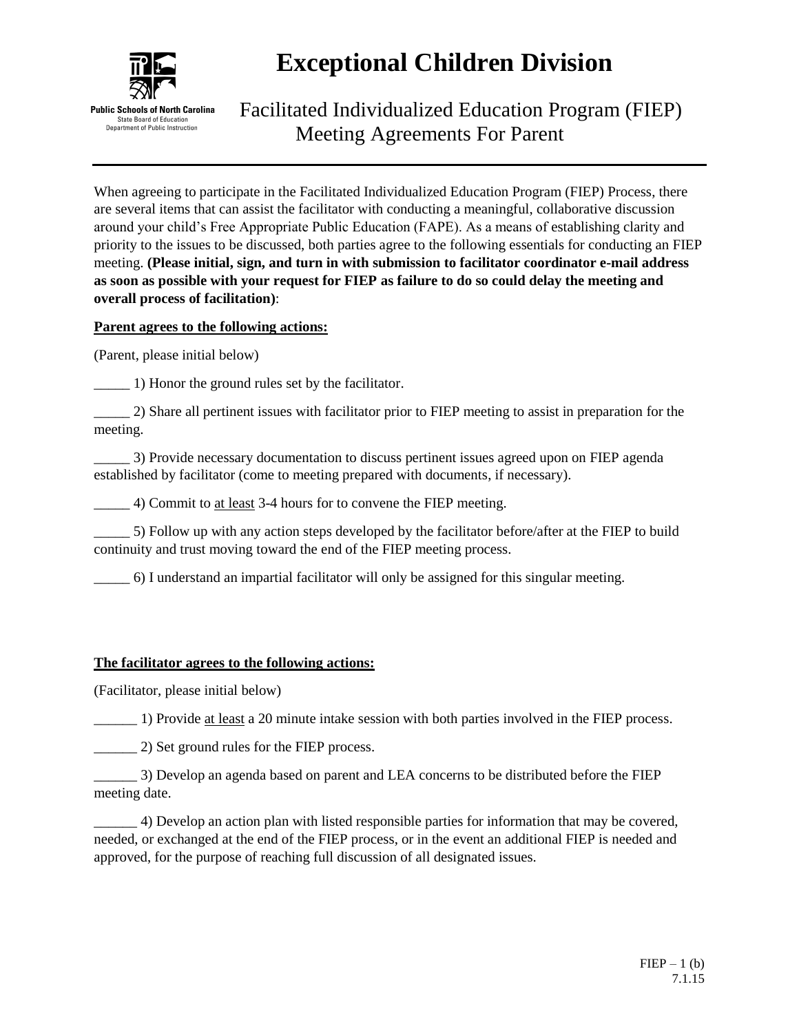Public Schools of North Carolina
State Board of Education
Department of Public Instruction

# Exceptional Children Division

## Facilitated Individualized Education Program (FIEP) Meeting Agreements For Parent

When agreeing to participate in the Facilitated Individualized Education Program (FIEP) Process, there are several items that can assist the facilitator with conducting a meaningful, collaborative discussion around your child's Free Appropriate Public Education (FAPE). As a means of establishing clarity and priority to the issues to be discussed, both parties agree to the following essentials for conducting an FIEP meeting. **(Please initial, sign, and turn in with submission to facilitator coordinator e-mail address as soon as possible with your request for FIEP as failure to do so could delay the meeting and overall process of facilitation)**:

**Parent agrees to the following actions:**

(Parent, please initial below)

_____ 1) Honor the ground rules set by the facilitator.

_____ 2) Share all pertinent issues with facilitator prior to FIEP meeting to assist in preparation for the meeting.

_____ 3) Provide necessary documentation to discuss pertinent issues agreed upon on FIEP agenda established by facilitator (come to meeting prepared with documents, if necessary).

_____ 4) Commit to at least 3-4 hours for to convene the FIEP meeting.

_____ 5) Follow up with any action steps developed by the facilitator before/after at the FIEP to build continuity and trust moving toward the end of the FIEP meeting process.

_____ 6) I understand an impartial facilitator will only be assigned for this singular meeting.

**The facilitator agrees to the following actions:**

(Facilitator, please initial below)

______ 1) Provide at least a 20 minute intake session with both parties involved in the FIEP process.

______ 2) Set ground rules for the FIEP process.

______ 3) Develop an agenda based on parent and LEA concerns to be distributed before the FIEP meeting date.

______ 4) Develop an action plan with listed responsible parties for information that may be covered, needed, or exchanged at the end of the FIEP process, or in the event an additional FIEP is needed and approved, for the purpose of reaching full discussion of all designated issues.

FIEP – 1 (b)
7.1.15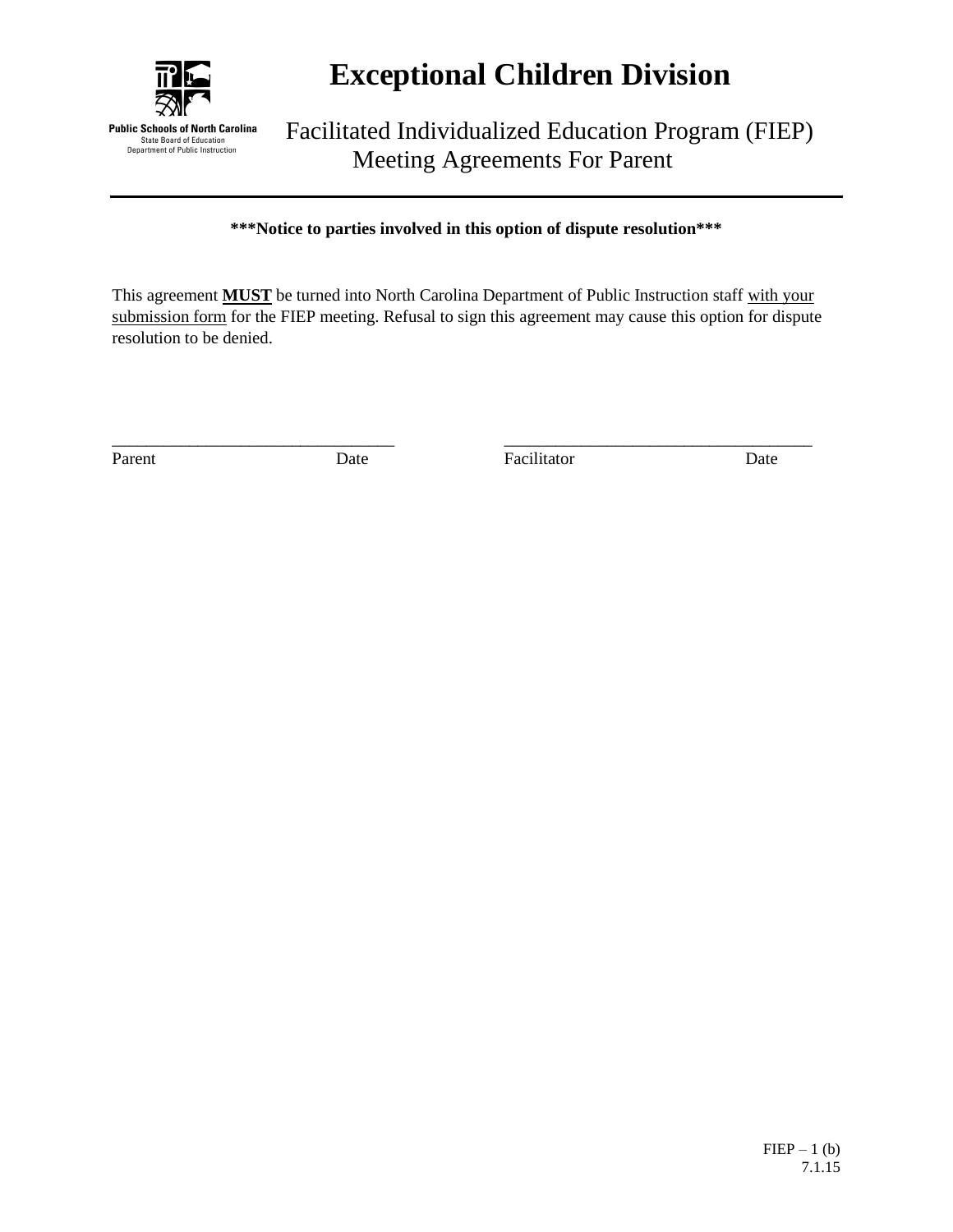Public Schools of North Carolina
State Board of Education
Department of Public Instruction

# Exceptional Children Division

## Facilitated Individualized Education Program (FIEP) Meeting Agreements For Parent

---

**\*\*\*Notice to parties involved in this option of dispute resolution\*\*\***

This agreement **MUST** be turned into North Carolina Department of Public Instruction staff with your submission form for the FIEP meeting. Refusal to sign this agreement may cause this option for dispute resolution to be denied.

_________________________________ _________________________________

Parent Date Facilitator Date

FIEP – 1 (b)
7.1.15